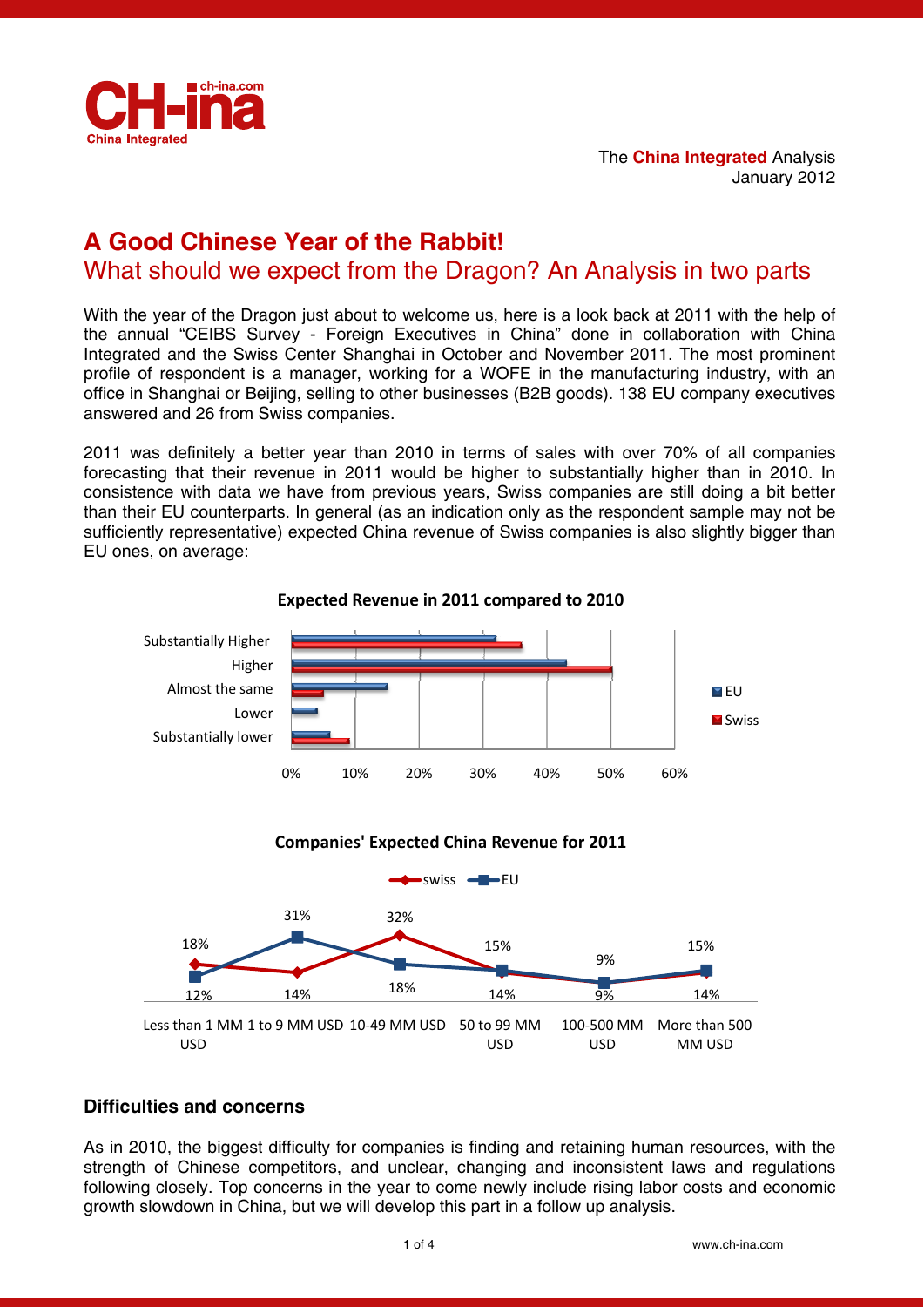The **China Integrated** Analysis
January 2012

# A Good Chinese Year of the Rabbit!

## What should we expect from the Dragon? An Analysis in two parts

With the year of the Dragon just about to welcome us, here is a look back at 2011 with the help of the annual "CEIBS Survey - Foreign Executives in China" done in collaboration with China Integrated and the Swiss Center Shanghai in October and November 2011. The most prominent profile of respondent is a manager, working for a WOFE in the manufacturing industry, with an office in Shanghai or Beijing, selling to other businesses (B2B goods). 138 EU company executives answered and 26 from Swiss companies.

2011 was definitely a better year than 2010 in terms of sales with over 70% of all companies forecasting that their revenue in 2011 would be higher to substantially higher than in 2010. In consistence with data we have from previous years, Swiss companies are still doing a bit better than their EU counterparts. In general (as an indication only as the respondent sample may not be sufficiently representative) expected China revenue of Swiss companies is also slightly bigger than EU ones, on average:

**Expected Revenue in 2011 compared to 2010**

Substantially Higher
Higher
Almost the same
Lower
Substantially lower

0% 10% 20% 30% 40% 50% 60%

EU
Swiss

**Companies' Expected China Revenue for 2011**

swiss EU

18% 31% 32% 15% 9% 15%
12% 14% 18% 14% 9% 14%

Less than 1 MM USD
1 to 9 MM USD
10-49 MM USD
50 to 99 MM USD
100-500 MM USD
More than 500 MM USD

### Difficulties and concerns

As in 2010, the biggest difficulty for companies is finding and retaining human resources, with the strength of Chinese competitors, and unclear, changing and inconsistent laws and regulations following closely. Top concerns in the year to come newly include rising labor costs and economic growth slowdown in China, but we will develop this part in a follow up analysis.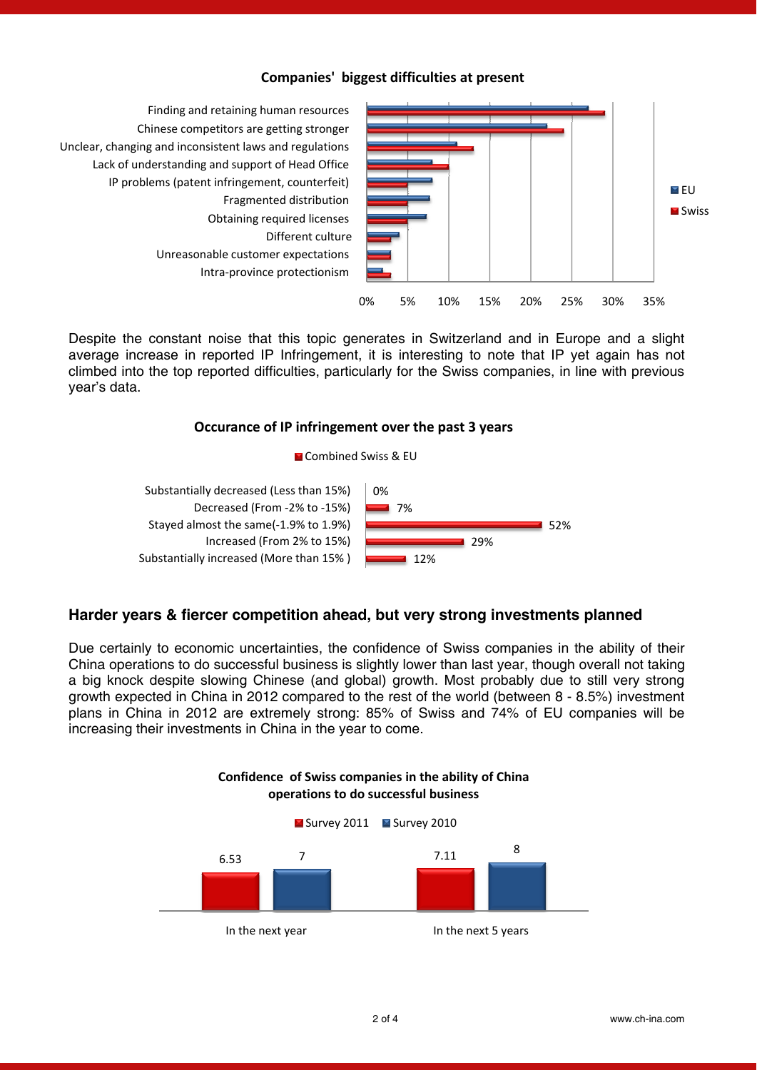**Companies' biggest difficulties at present**

Finding and retaining human resources
Chinese competitors are getting stronger
Unclear, changing and inconsistent laws and regulations
Lack of understanding and support of Head Office
IP problems (patent infringement, counterfeit)
Fragmented distribution
Obtaining required licenses
Different culture
Unreasonable customer expectations
Intra-province protectionism

0% 5% 10% 15% 20% 25% 30% 35%

EU
Swiss

Despite the constant noise that this topic generates in Switzerland and in Europe and a slight average increase in reported IP Infringement, it is interesting to note that IP yet again has not climbed into the top reported difficulties, particularly for the Swiss companies, in line with previous year's data.

**Occurance of IP infringement over the past 3 years**

Combined Swiss & EU

Substantially decreased (Less than 15%) 0%
Decreased (From -2% to -15%) 7%
Stayed almost the same(-1.9% to 1.9%) 52%
Increased (From 2% to 15%) 29%
Substantially increased (More than 15% ) 12%

## Harder years & fiercer competition ahead, but very strong investments planned

Due certainly to economic uncertainties, the confidence of Swiss companies in the ability of their China operations to do successful business is slightly lower than last year, though overall not taking a big knock despite slowing Chinese (and global) growth. Most probably due to still very strong growth expected in China in 2012 compared to the rest of the world (between 8 - 8.5%) investment plans in China in 2012 are extremely strong: 85% of Swiss and 74% of EU companies will be increasing their investments in China in the year to come.

**Confidence of Swiss companies in the ability of China operations to do successful business**

Survey 2011 Survey 2010

In the next year: 6.53 7
In the next 5 years: 7.11 8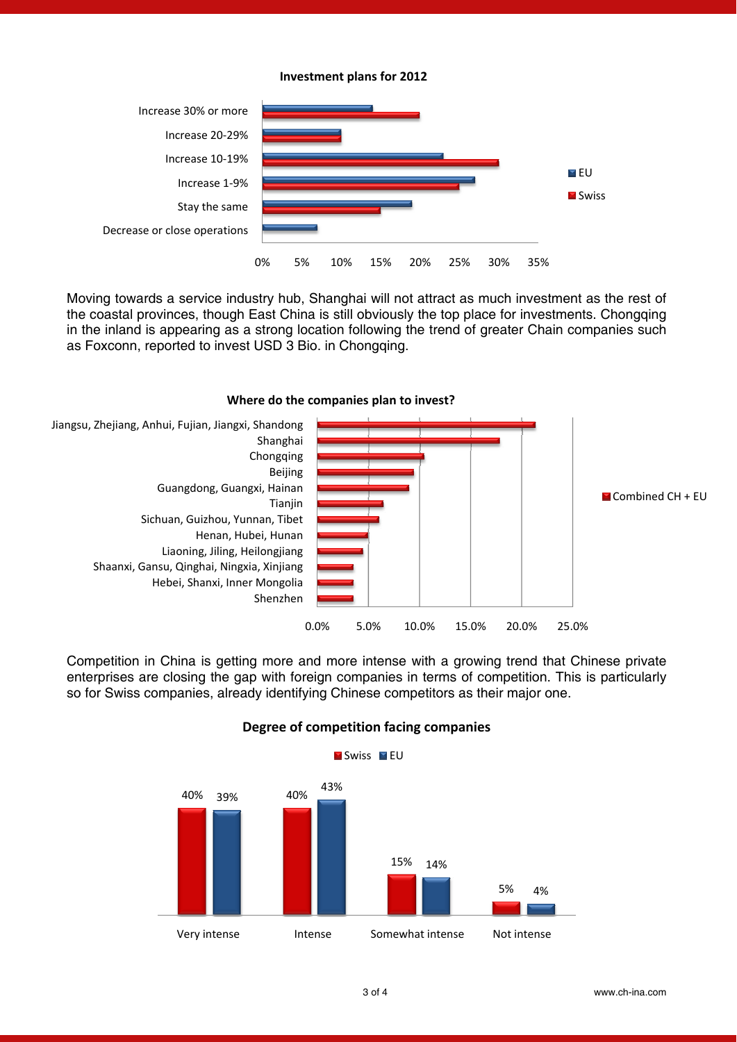**Investment plans for 2012**

Increase 30% or more
Increase 20-29%
Increase 10-19%
Increase 1-9%
Stay the same
Decrease or close operations

0% 5% 10% 15% 20% 25% 30% 35%

EU
Swiss

Moving towards a service industry hub, Shanghai will not attract as much investment as the rest of the coastal provinces, though East China is still obviously the top place for investments. Chongqing in the inland is appearing as a strong location following the trend of greater Chain companies such as Foxconn, reported to invest USD 3 Bio. in Chongqing.

**Where do the companies plan to invest?**

Jiangsu, Zhejiang, Anhui, Fujian, Jiangxi, Shandong
Shanghai
Chongqing
Beijing
Guangdong, Guangxi, Hainan
Tianjin
Sichuan, Guizhou, Yunnan, Tibet
Henan, Hubei, Hunan
Liaoning, Jiling, Heilongjiang
Shaanxi, Gansu, Qinghai, Ningxia, Xinjiang
Hebei, Shanxi, Inner Mongolia
Shenzhen

0.0% 5.0% 10.0% 15.0% 20.0% 25.0%

Combined CH + EU

Competition in China is getting more and more intense with a growing trend that Chinese private enterprises are closing the gap with foreign companies in terms of competition. This is particularly so for Swiss companies, already identifying Chinese competitors as their major one.

**Degree of competition facing companies**

Swiss EU

Very intense: 40% 39%
Intense: 40% 43%
Somewhat intense: 15% 14%
Not intense: 5% 4%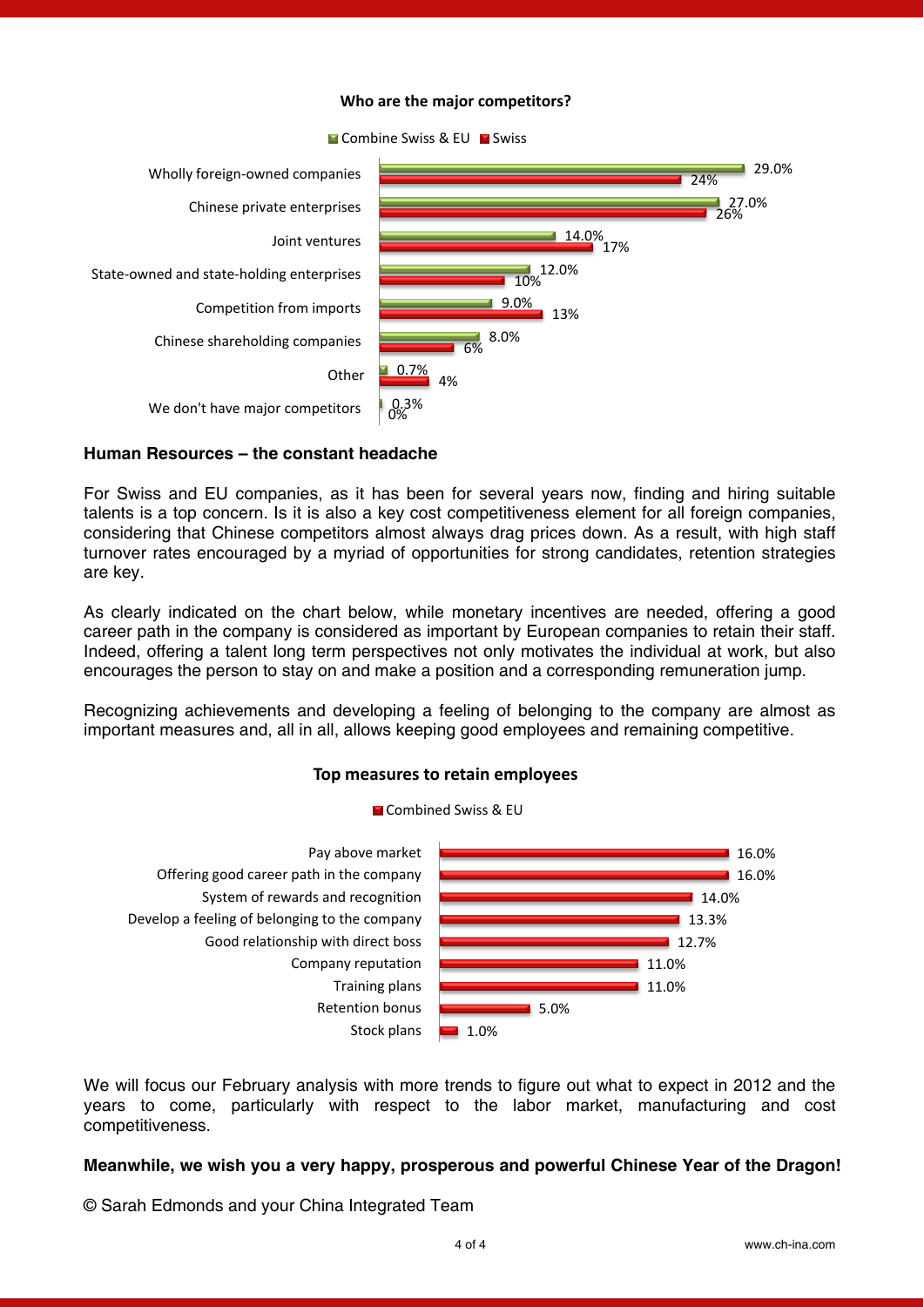**Who are the major competitors?**

Combine Swiss & EU  Swiss

Wholly foreign-owned companies 29.0% 24%
Chinese private enterprises 27.0% 26%
Joint ventures 14.0% 17%
State-owned and state-holding enterprises 12.0% 10%
Competition from imports 9.0% 13%
Chinese shareholding companies 8.0% 6%
Other 0.7% 4%
We don't have major competitors 0.3% 0%

### Human Resources – the constant headache

For Swiss and EU companies, as it has been for several years now, finding and hiring suitable talents is a top concern. Is it is also a key cost competitiveness element for all foreign companies, considering that Chinese competitors almost always drag prices down. As a result, with high staff turnover rates encouraged by a myriad of opportunities for strong candidates, retention strategies are key.

As clearly indicated on the chart below, while monetary incentives are needed, offering a good career path in the company is considered as important by European companies to retain their staff. Indeed, offering a talent long term perspectives not only motivates the individual at work, but also encourages the person to stay on and make a position and a corresponding remuneration jump.

Recognizing achievements and developing a feeling of belonging to the company are almost as important measures and, all in all, allows keeping good employees and remaining competitive.

**Top measures to retain employees**

Combined Swiss & EU

Pay above market 16.0%
Offering good career path in the company 16.0%
System of rewards and recognition 14.0%
Develop a feeling of belonging to the company 13.3%
Good relationship with direct boss 12.7%
Company reputation 11.0%
Training plans 11.0%
Retention bonus 5.0%
Stock plans 1.0%

We will focus our February analysis with more trends to figure out what to expect in 2012 and the years to come, particularly with respect to the labor market, manufacturing and cost competitiveness.

**Meanwhile, we wish you a very happy, prosperous and powerful Chinese Year of the Dragon!**

© Sarah Edmonds and your China Integrated Team